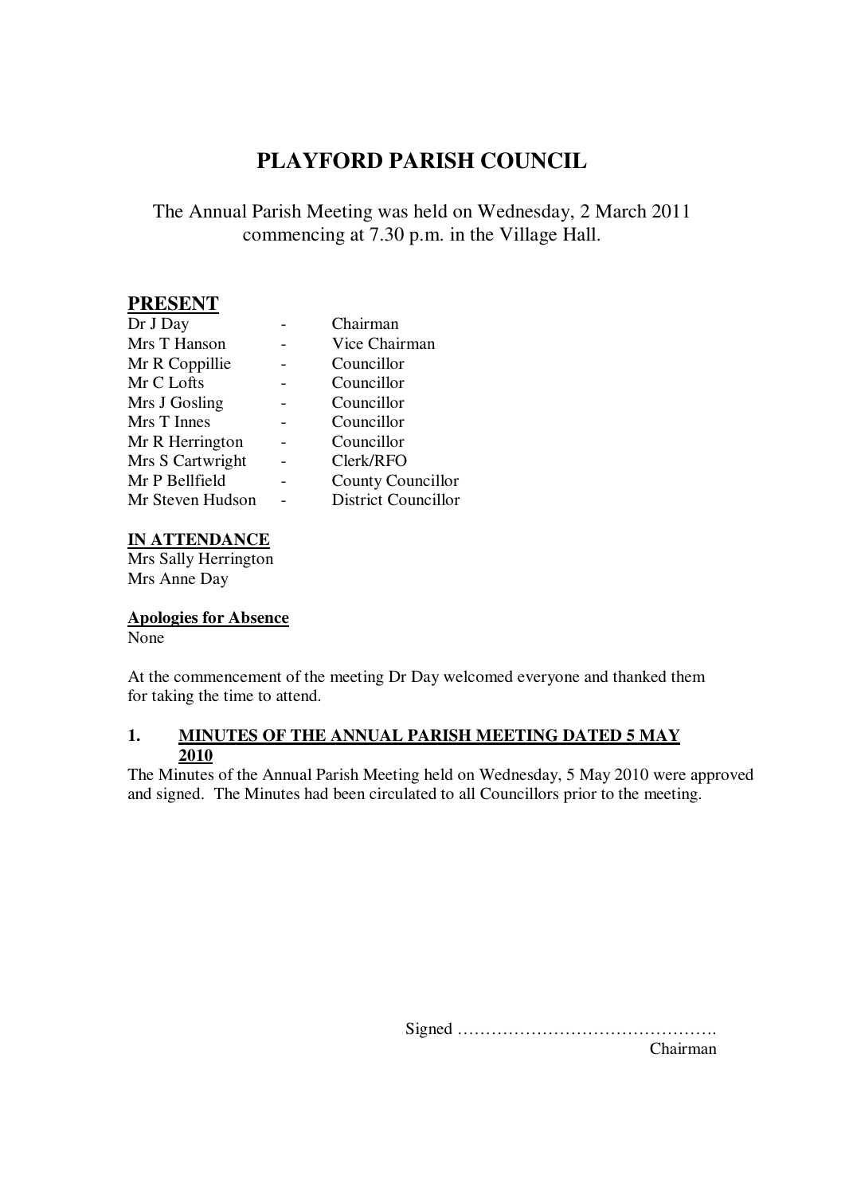# PLAYFORD PARISH COUNCIL

The Annual Parish Meeting was held on Wednesday, 2 March 2011 commencing at 7.30 p.m. in the Village Hall.

## PRESENT

| | | |
|---|---|---|
| Dr J Day | - | Chairman |
| Mrs T Hanson | - | Vice Chairman |
| Mr R Coppillie | - | Councillor |
| Mr C Lofts | - | Councillor |
| Mrs J Gosling | - | Councillor |
| Mrs T Innes | - | Councillor |
| Mr R Herrington | - | Councillor |
| Mrs S Cartwright | - | Clerk/RFO |
| Mr P Bellfield | - | County Councillor |
| Mr Steven Hudson | - | District Councillor |

**IN ATTENDANCE**

Mrs Sally Herrington
Mrs Anne Day

**Apologies for Absence**

None

At the commencement of the meeting Dr Day welcomed everyone and thanked them for taking the time to attend.

**1. MINUTES OF THE ANNUAL PARISH MEETING DATED 5 MAY 2010**

The Minutes of the Annual Parish Meeting held on Wednesday, 5 May 2010 were approved and signed. The Minutes had been circulated to all Councillors prior to the meeting.

Signed ……………………………………….
Chairman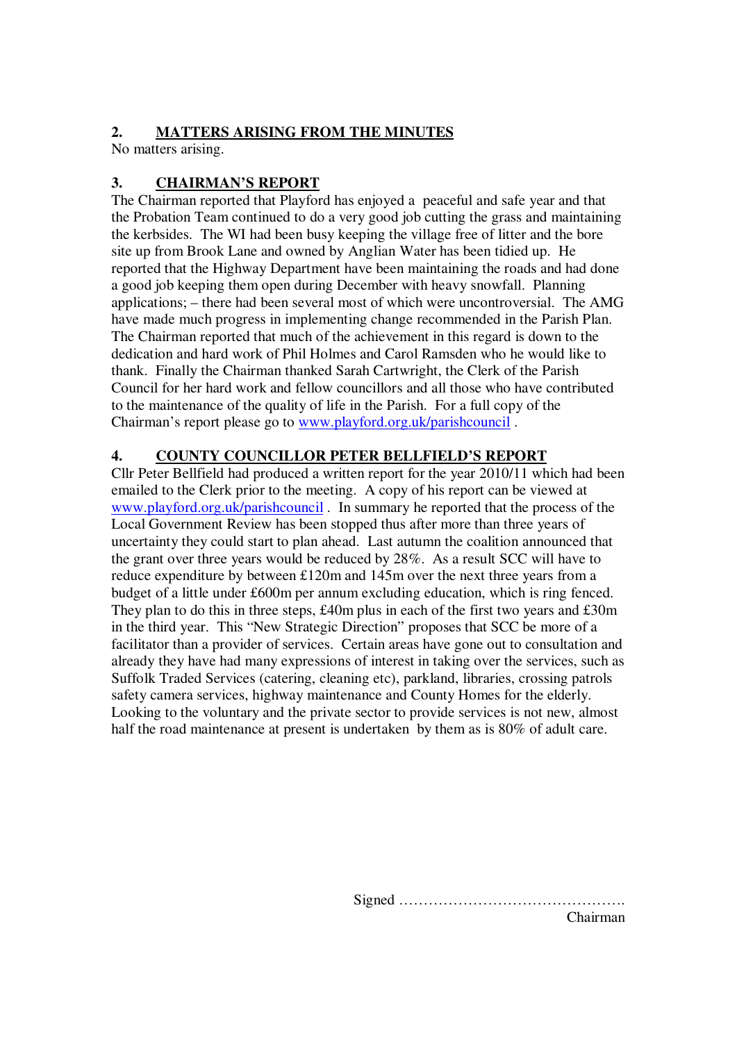## 2. MATTERS ARISING FROM THE MINUTES

No matters arising.

## 3. CHAIRMAN'S REPORT

The Chairman reported that Playford has enjoyed a peaceful and safe year and that the Probation Team continued to do a very good job cutting the grass and maintaining the kerbsides. The WI had been busy keeping the village free of litter and the bore site up from Brook Lane and owned by Anglian Water has been tidied up. He reported that the Highway Department have been maintaining the roads and had done a good job keeping them open during December with heavy snowfall. Planning applications; – there had been several most of which were uncontroversial. The AMG have made much progress in implementing change recommended in the Parish Plan. The Chairman reported that much of the achievement in this regard is down to the dedication and hard work of Phil Holmes and Carol Ramsden who he would like to thank. Finally the Chairman thanked Sarah Cartwright, the Clerk of the Parish Council for her hard work and fellow councillors and all those who have contributed to the maintenance of the quality of life in the Parish. For a full copy of the Chairman's report please go to www.playford.org.uk/parishcouncil .

## 4. COUNTY COUNCILLOR PETER BELLFIELD'S REPORT

Cllr Peter Bellfield had produced a written report for the year 2010/11 which had been emailed to the Clerk prior to the meeting. A copy of his report can be viewed at www.playford.org.uk/parishcouncil . In summary he reported that the process of the Local Government Review has been stopped thus after more than three years of uncertainty they could start to plan ahead. Last autumn the coalition announced that the grant over three years would be reduced by 28%. As a result SCC will have to reduce expenditure by between £120m and 145m over the next three years from a budget of a little under £600m per annum excluding education, which is ring fenced. They plan to do this in three steps, £40m plus in each of the first two years and £30m in the third year. This "New Strategic Direction" proposes that SCC be more of a facilitator than a provider of services. Certain areas have gone out to consultation and already they have had many expressions of interest in taking over the services, such as Suffolk Traded Services (catering, cleaning etc), parkland, libraries, crossing patrols safety camera services, highway maintenance and County Homes for the elderly. Looking to the voluntary and the private sector to provide services is not new, almost half the road maintenance at present is undertaken by them as is 80% of adult care.

Signed ……………………………………….
Chairman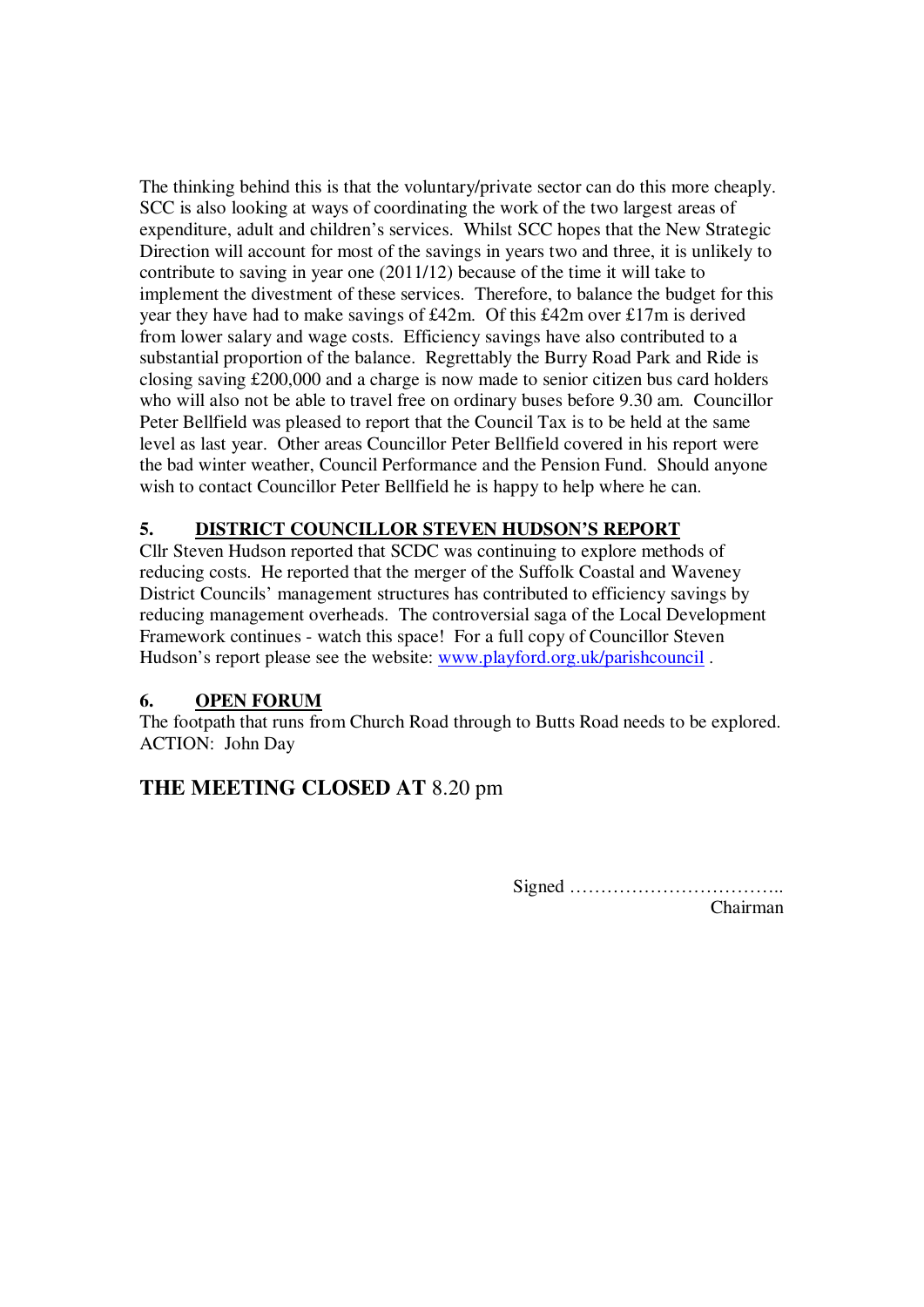The thinking behind this is that the voluntary/private sector can do this more cheaply. SCC is also looking at ways of coordinating the work of the two largest areas of expenditure, adult and children's services. Whilst SCC hopes that the New Strategic Direction will account for most of the savings in years two and three, it is unlikely to contribute to saving in year one (2011/12) because of the time it will take to implement the divestment of these services. Therefore, to balance the budget for this year they have had to make savings of £42m. Of this £42m over £17m is derived from lower salary and wage costs. Efficiency savings have also contributed to a substantial proportion of the balance. Regrettably the Burry Road Park and Ride is closing saving £200,000 and a charge is now made to senior citizen bus card holders who will also not be able to travel free on ordinary buses before 9.30 am. Councillor Peter Bellfield was pleased to report that the Council Tax is to be held at the same level as last year. Other areas Councillor Peter Bellfield covered in his report were the bad winter weather, Council Performance and the Pension Fund. Should anyone wish to contact Councillor Peter Bellfield he is happy to help where he can.

## 5. DISTRICT COUNCILLOR STEVEN HUDSON'S REPORT

Cllr Steven Hudson reported that SCDC was continuing to explore methods of reducing costs. He reported that the merger of the Suffolk Coastal and Waveney District Councils' management structures has contributed to efficiency savings by reducing management overheads. The controversial saga of the Local Development Framework continues - watch this space! For a full copy of Councillor Steven Hudson's report please see the website: [www.playford.org.uk/parishcouncil](http://www.playford.org.uk/parishcouncil) .

## 6. OPEN FORUM

The footpath that runs from Church Road through to Butts Road needs to be explored.
ACTION: John Day

## THE MEETING CLOSED AT 8.20 pm

Signed ……………………………..
Chairman